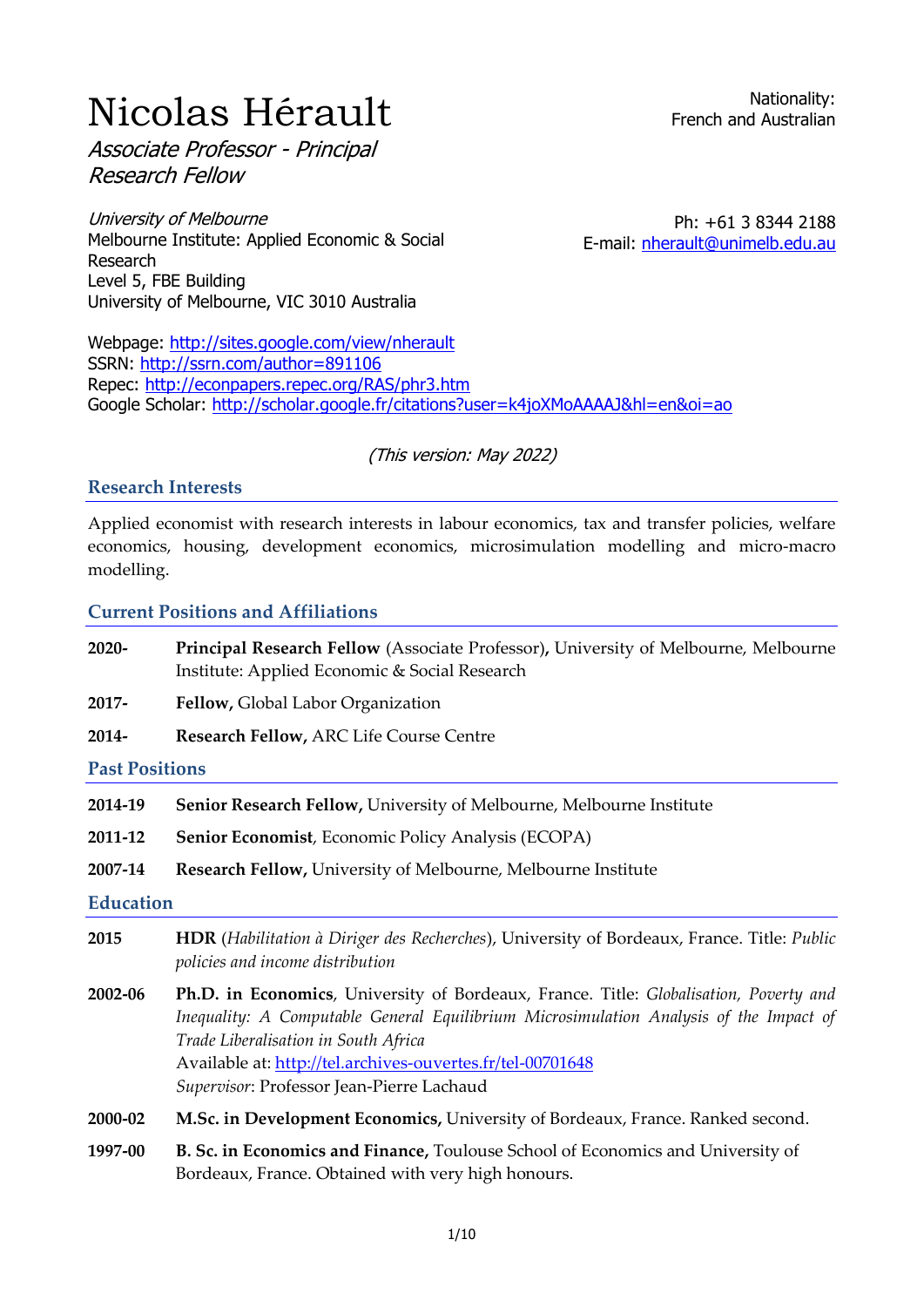# Nicolas Hérault

*Associate Professor - Principal Research Fellow*

Nationality:
French and Australian

*University of Melbourne*
Melbourne Institute: Applied Economic & Social Research
Level 5, FBE Building
University of Melbourne, VIC 3010 Australia

Ph: +61 3 8344 2188
E-mail: nherault@unimelb.edu.au

Webpage: http://sites.google.com/view/nherault
SSRN: http://ssrn.com/author=891106
Repec: http://econpapers.repec.org/RAS/phr3.htm
Google Scholar: http://scholar.google.fr/citations?user=k4joXMoAAAAJ&hl=en&oi=ao

*(This version: May 2022)*

## Research Interests

Applied economist with research interests in labour economics, tax and transfer policies, welfare economics, housing, development economics, microsimulation modelling and micro-macro modelling.

## Current Positions and Affiliations

**2020-** **Principal Research Fellow** (Associate Professor)**,** University of Melbourne, Melbourne Institute: Applied Economic & Social Research

**2017-** **Fellow,** Global Labor Organization

**2014-** **Research Fellow,** ARC Life Course Centre

## Past Positions

**2014-19** **Senior Research Fellow,** University of Melbourne, Melbourne Institute

**2011-12** **Senior Economist**, Economic Policy Analysis (ECOPA)

**2007-14** **Research Fellow,** University of Melbourne, Melbourne Institute

## Education

**2015** **HDR** (*Habilitation à Diriger des Recherches*), University of Bordeaux, France. Title: *Public policies and income distribution*

**2002-06** **Ph.D. in Economics**, University of Bordeaux, France. Title: *Globalisation, Poverty and Inequality: A Computable General Equilibrium Microsimulation Analysis of the Impact of Trade Liberalisation in South Africa*
Available at: http://tel.archives-ouvertes.fr/tel-00701648
*Supervisor*: Professor Jean-Pierre Lachaud

**2000-02** **M.Sc. in Development Economics,** University of Bordeaux, France. Ranked second.

**1997-00** **B. Sc. in Economics and Finance,** Toulouse School of Economics and University of Bordeaux, France. Obtained with very high honours.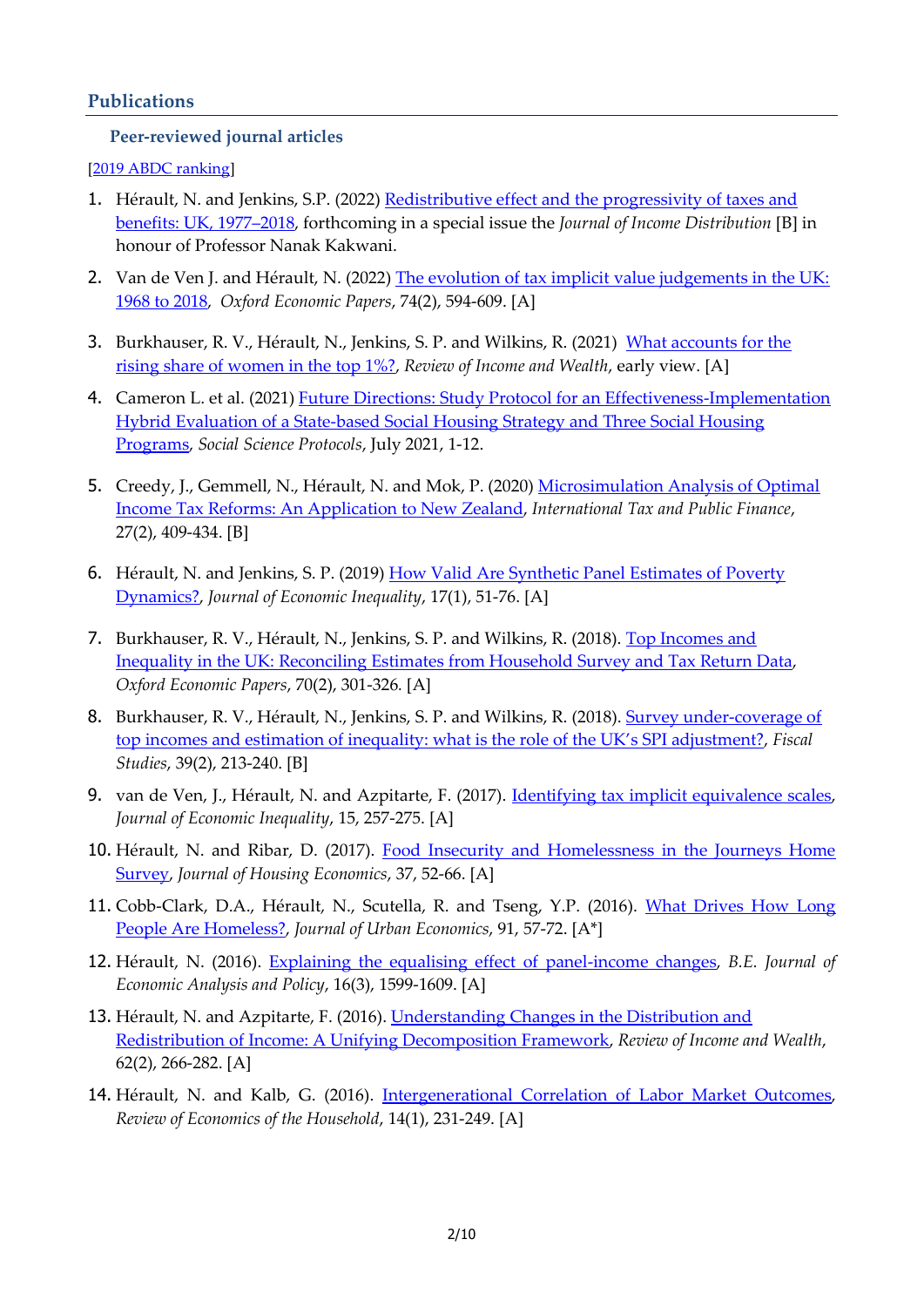## Publications

### Peer-reviewed journal articles

[2019 ABDC ranking]

1. Hérault, N. and Jenkins, S.P. (2022) Redistributive effect and the progressivity of taxes and benefits: UK, 1977–2018, forthcoming in a special issue the *Journal of Income Distribution* [B] in honour of Professor Nanak Kakwani.

2. Van de Ven J. and Hérault, N. (2022) The evolution of tax implicit value judgements in the UK: 1968 to 2018, *Oxford Economic Papers*, 74(2), 594-609. [A]

3. Burkhauser, R. V., Hérault, N., Jenkins, S. P. and Wilkins, R. (2021) What accounts for the rising share of women in the top 1%?, *Review of Income and Wealth*, early view. [A]

4. Cameron L. et al. (2021) Future Directions: Study Protocol for an Effectiveness-Implementation Hybrid Evaluation of a State-based Social Housing Strategy and Three Social Housing Programs, *Social Science Protocols*, July 2021, 1-12.

5. Creedy, J., Gemmell, N., Hérault, N. and Mok, P. (2020) Microsimulation Analysis of Optimal Income Tax Reforms: An Application to New Zealand, *International Tax and Public Finance*, 27(2), 409-434. [B]

6. Hérault, N. and Jenkins, S. P. (2019) How Valid Are Synthetic Panel Estimates of Poverty Dynamics?, *Journal of Economic Inequality*, 17(1), 51-76. [A]

7. Burkhauser, R. V., Hérault, N., Jenkins, S. P. and Wilkins, R. (2018). Top Incomes and Inequality in the UK: Reconciling Estimates from Household Survey and Tax Return Data, *Oxford Economic Papers*, 70(2), 301-326. [A]

8. Burkhauser, R. V., Hérault, N., Jenkins, S. P. and Wilkins, R. (2018). Survey under-coverage of top incomes and estimation of inequality: what is the role of the UK's SPI adjustment?, *Fiscal Studies*, 39(2), 213-240. [B]

9. van de Ven, J., Hérault, N. and Azpitarte, F. (2017). Identifying tax implicit equivalence scales, *Journal of Economic Inequality*, 15, 257-275. [A]

10. Hérault, N. and Ribar, D. (2017). Food Insecurity and Homelessness in the Journeys Home Survey, *Journal of Housing Economics*, 37, 52-66. [A]

11. Cobb-Clark, D.A., Hérault, N., Scutella, R. and Tseng, Y.P. (2016). What Drives How Long People Are Homeless?, *Journal of Urban Economics*, 91, 57-72. [A*]

12. Hérault, N. (2016). Explaining the equalising effect of panel-income changes, *B.E. Journal of Economic Analysis and Policy*, 16(3), 1599-1609. [A]

13. Hérault, N. and Azpitarte, F. (2016). Understanding Changes in the Distribution and Redistribution of Income: A Unifying Decomposition Framework, *Review of Income and Wealth*, 62(2), 266-282. [A]

14. Hérault, N. and Kalb, G. (2016). Intergenerational Correlation of Labor Market Outcomes, *Review of Economics of the Household*, 14(1), 231-249. [A]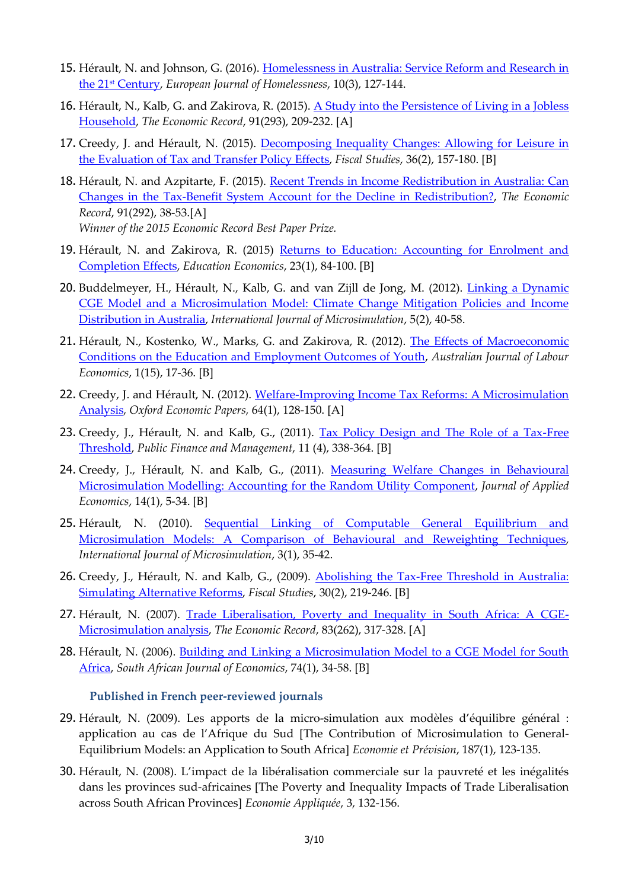15. Hérault, N. and Johnson, G. (2016). Homelessness in Australia: Service Reform and Research in the 21st Century, *European Journal of Homelessness*, 10(3), 127-144.

16. Hérault, N., Kalb, G. and Zakirova, R. (2015). A Study into the Persistence of Living in a Jobless Household, *The Economic Record*, 91(293), 209-232. [A]

17. Creedy, J. and Hérault, N. (2015). Decomposing Inequality Changes: Allowing for Leisure in the Evaluation of Tax and Transfer Policy Effects, *Fiscal Studies*, 36(2), 157-180. [B]

18. Hérault, N. and Azpitarte, F. (2015). Recent Trends in Income Redistribution in Australia: Can Changes in the Tax-Benefit System Account for the Decline in Redistribution?, *The Economic Record*, 91(292), 38-53.[A]
    *Winner of the 2015 Economic Record Best Paper Prize.*

19. Hérault, N. and Zakirova, R. (2015) Returns to Education: Accounting for Enrolment and Completion Effects, *Education Economics*, 23(1), 84-100. [B]

20. Buddelmeyer, H., Hérault, N., Kalb, G. and van Zijll de Jong, M. (2012). Linking a Dynamic CGE Model and a Microsimulation Model: Climate Change Mitigation Policies and Income Distribution in Australia, *International Journal of Microsimulation*, 5(2), 40-58.

21. Hérault, N., Kostenko, W., Marks, G. and Zakirova, R. (2012). The Effects of Macroeconomic Conditions on the Education and Employment Outcomes of Youth, *Australian Journal of Labour Economics*, 1(15), 17-36. [B]

22. Creedy, J. and Hérault, N. (2012). Welfare-Improving Income Tax Reforms: A Microsimulation Analysis, *Oxford Economic Papers*, 64(1), 128-150. [A]

23. Creedy, J., Hérault, N. and Kalb, G., (2011). Tax Policy Design and The Role of a Tax-Free Threshold, *Public Finance and Management*, 11 (4), 338-364. [B]

24. Creedy, J., Hérault, N. and Kalb, G., (2011). Measuring Welfare Changes in Behavioural Microsimulation Modelling: Accounting for the Random Utility Component, *Journal of Applied Economics*, 14(1), 5-34. [B]

25. Hérault, N. (2010). Sequential Linking of Computable General Equilibrium and Microsimulation Models: A Comparison of Behavioural and Reweighting Techniques, *International Journal of Microsimulation*, 3(1), 35-42.

26. Creedy, J., Hérault, N. and Kalb, G., (2009). Abolishing the Tax-Free Threshold in Australia: Simulating Alternative Reforms, *Fiscal Studies*, 30(2), 219-246. [B]

27. Hérault, N. (2007). Trade Liberalisation, Poverty and Inequality in South Africa: A CGE-Microsimulation analysis, *The Economic Record*, 83(262), 317-328. [A]

28. Hérault, N. (2006). Building and Linking a Microsimulation Model to a CGE Model for South Africa, *South African Journal of Economics*, 74(1), 34-58. [B]

### Published in French peer-reviewed journals

29. Hérault, N. (2009). Les apports de la micro-simulation aux modèles d'équilibre général : application au cas de l'Afrique du Sud [The Contribution of Microsimulation to General-Equilibrium Models: an Application to South Africa] *Economie et Prévision*, 187(1), 123-135.

30. Hérault, N. (2008). L'impact de la libéralisation commerciale sur la pauvreté et les inégalités dans les provinces sud-africaines [The Poverty and Inequality Impacts of Trade Liberalisation across South African Provinces] *Economie Appliquée*, 3, 132-156.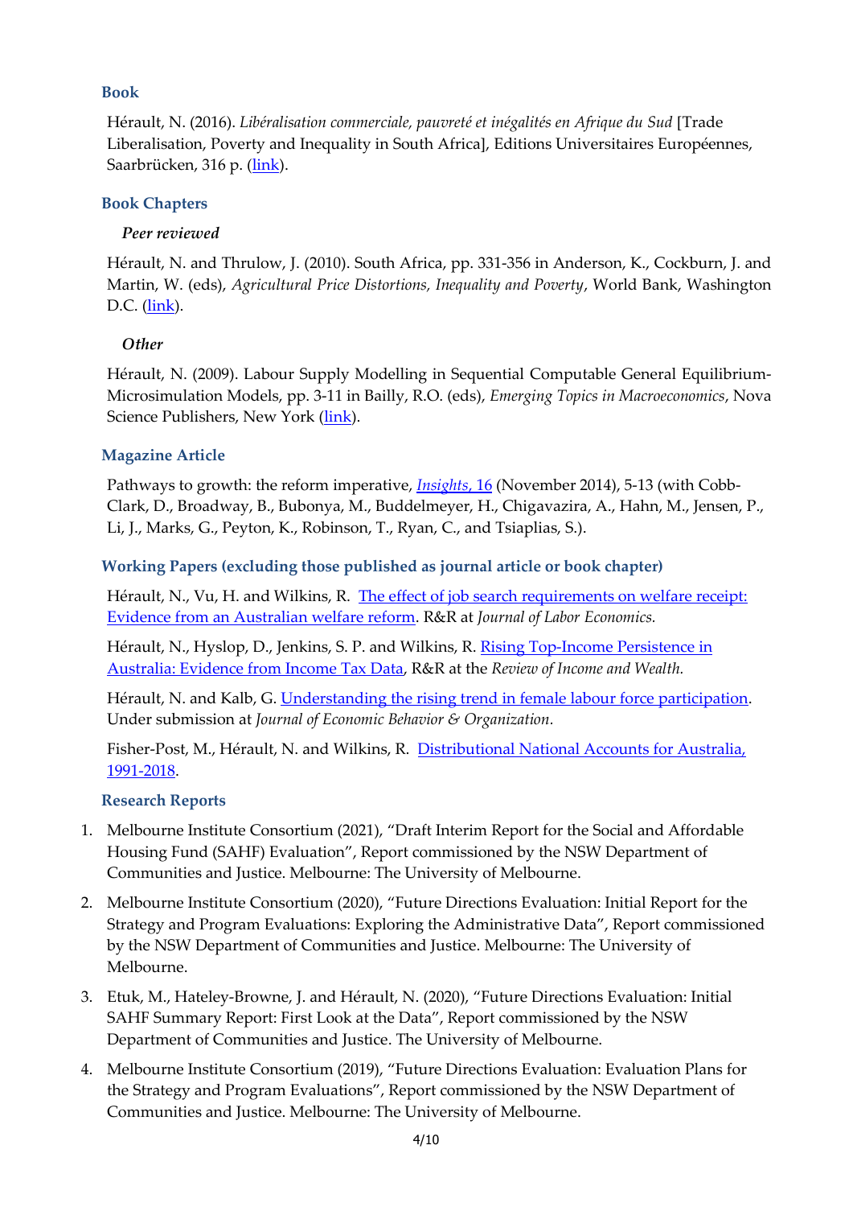## Book

Hérault, N. (2016). *Libéralisation commerciale, pauvreté et inégalités en Afrique du Sud* [Trade Liberalisation, Poverty and Inequality in South Africa], Editions Universitaires Européennes, Saarbrücken, 316 p. (link).

## Book Chapters

### *Peer reviewed*

Hérault, N. and Thrulow, J. (2010). South Africa, pp. 331-356 in Anderson, K., Cockburn, J. and Martin, W. (eds), *Agricultural Price Distortions, Inequality and Poverty*, World Bank, Washington D.C. (link).

### *Other*

Hérault, N. (2009). Labour Supply Modelling in Sequential Computable General Equilibrium-Microsimulation Models, pp. 3-11 in Bailly, R.O. (eds), *Emerging Topics in Macroeconomics*, Nova Science Publishers, New York (link).

## Magazine Article

Pathways to growth: the reform imperative, *Insights*, 16 (November 2014), 5-13 (with Cobb-Clark, D., Broadway, B., Bubonya, M., Buddelmeyer, H., Chigavazira, A., Hahn, M., Jensen, P., Li, J., Marks, G., Peyton, K., Robinson, T., Ryan, C., and Tsiaplias, S.).

## Working Papers (excluding those published as journal article or book chapter)

Hérault, N., Vu, H. and Wilkins, R. The effect of job search requirements on welfare receipt: Evidence from an Australian welfare reform. R&R at *Journal of Labor Economics.*

Hérault, N., Hyslop, D., Jenkins, S. P. and Wilkins, R. Rising Top-Income Persistence in Australia: Evidence from Income Tax Data, R&R at the *Review of Income and Wealth.*

Hérault, N. and Kalb, G. Understanding the rising trend in female labour force participation. Under submission at *Journal of Economic Behavior & Organization.*

Fisher-Post, M., Hérault, N. and Wilkins, R. Distributional National Accounts for Australia, 1991-2018.

## Research Reports

1. Melbourne Institute Consortium (2021), "Draft Interim Report for the Social and Affordable Housing Fund (SAHF) Evaluation", Report commissioned by the NSW Department of Communities and Justice. Melbourne: The University of Melbourne.
2. Melbourne Institute Consortium (2020), "Future Directions Evaluation: Initial Report for the Strategy and Program Evaluations: Exploring the Administrative Data", Report commissioned by the NSW Department of Communities and Justice. Melbourne: The University of Melbourne.
3. Etuk, M., Hateley-Browne, J. and Hérault, N. (2020), "Future Directions Evaluation: Initial SAHF Summary Report: First Look at the Data", Report commissioned by the NSW Department of Communities and Justice. The University of Melbourne.
4. Melbourne Institute Consortium (2019), "Future Directions Evaluation: Evaluation Plans for the Strategy and Program Evaluations", Report commissioned by the NSW Department of Communities and Justice. Melbourne: The University of Melbourne.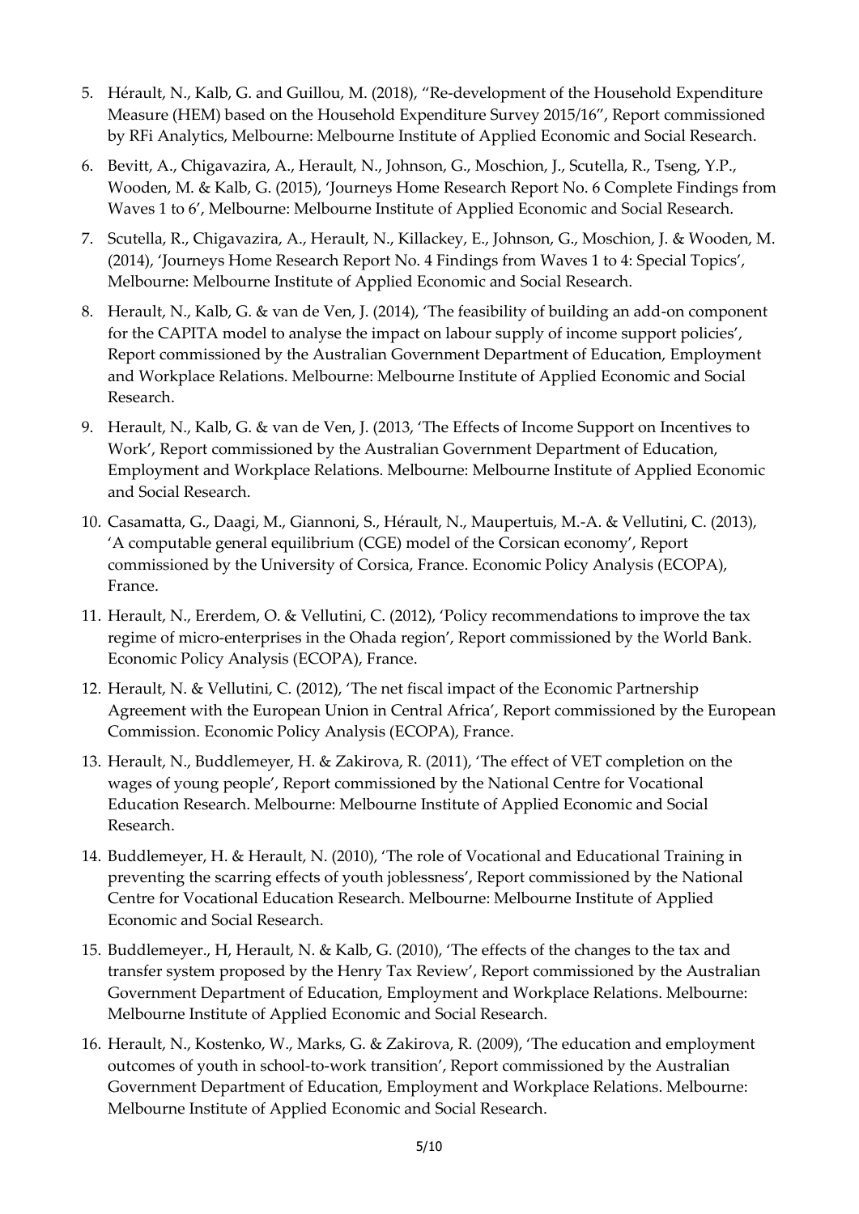5. Hérault, N., Kalb, G. and Guillou, M. (2018), "Re-development of the Household Expenditure Measure (HEM) based on the Household Expenditure Survey 2015/16", Report commissioned by RFi Analytics, Melbourne: Melbourne Institute of Applied Economic and Social Research.
6. Bevitt, A., Chigavazira, A., Herault, N., Johnson, G., Moschion, J., Scutella, R., Tseng, Y.P., Wooden, M. & Kalb, G. (2015), 'Journeys Home Research Report No. 6 Complete Findings from Waves 1 to 6', Melbourne: Melbourne Institute of Applied Economic and Social Research.
7. Scutella, R., Chigavazira, A., Herault, N., Killackey, E., Johnson, G., Moschion, J. & Wooden, M. (2014), 'Journeys Home Research Report No. 4 Findings from Waves 1 to 4: Special Topics', Melbourne: Melbourne Institute of Applied Economic and Social Research.
8. Herault, N., Kalb, G. & van de Ven, J. (2014), 'The feasibility of building an add-on component for the CAPITA model to analyse the impact on labour supply of income support policies', Report commissioned by the Australian Government Department of Education, Employment and Workplace Relations. Melbourne: Melbourne Institute of Applied Economic and Social Research.
9. Herault, N., Kalb, G. & van de Ven, J. (2013, 'The Effects of Income Support on Incentives to Work', Report commissioned by the Australian Government Department of Education, Employment and Workplace Relations. Melbourne: Melbourne Institute of Applied Economic and Social Research.
10. Casamatta, G., Daagi, M., Giannoni, S., Hérault, N., Maupertuis, M.-A. & Vellutini, C. (2013), 'A computable general equilibrium (CGE) model of the Corsican economy', Report commissioned by the University of Corsica, France. Economic Policy Analysis (ECOPA), France.
11. Herault, N., Ererdem, O. & Vellutini, C. (2012), 'Policy recommendations to improve the tax regime of micro-enterprises in the Ohada region', Report commissioned by the World Bank. Economic Policy Analysis (ECOPA), France.
12. Herault, N. & Vellutini, C. (2012), 'The net fiscal impact of the Economic Partnership Agreement with the European Union in Central Africa', Report commissioned by the European Commission. Economic Policy Analysis (ECOPA), France.
13. Herault, N., Buddlemeyer, H. & Zakirova, R. (2011), 'The effect of VET completion on the wages of young people', Report commissioned by the National Centre for Vocational Education Research. Melbourne: Melbourne Institute of Applied Economic and Social Research.
14. Buddlemeyer, H. & Herault, N. (2010), 'The role of Vocational and Educational Training in preventing the scarring effects of youth joblessness', Report commissioned by the National Centre for Vocational Education Research. Melbourne: Melbourne Institute of Applied Economic and Social Research.
15. Buddlemeyer., H, Herault, N. & Kalb, G. (2010), 'The effects of the changes to the tax and transfer system proposed by the Henry Tax Review', Report commissioned by the Australian Government Department of Education, Employment and Workplace Relations. Melbourne: Melbourne Institute of Applied Economic and Social Research.
16. Herault, N., Kostenko, W., Marks, G. & Zakirova, R. (2009), 'The education and employment outcomes of youth in school-to-work transition', Report commissioned by the Australian Government Department of Education, Employment and Workplace Relations. Melbourne: Melbourne Institute of Applied Economic and Social Research.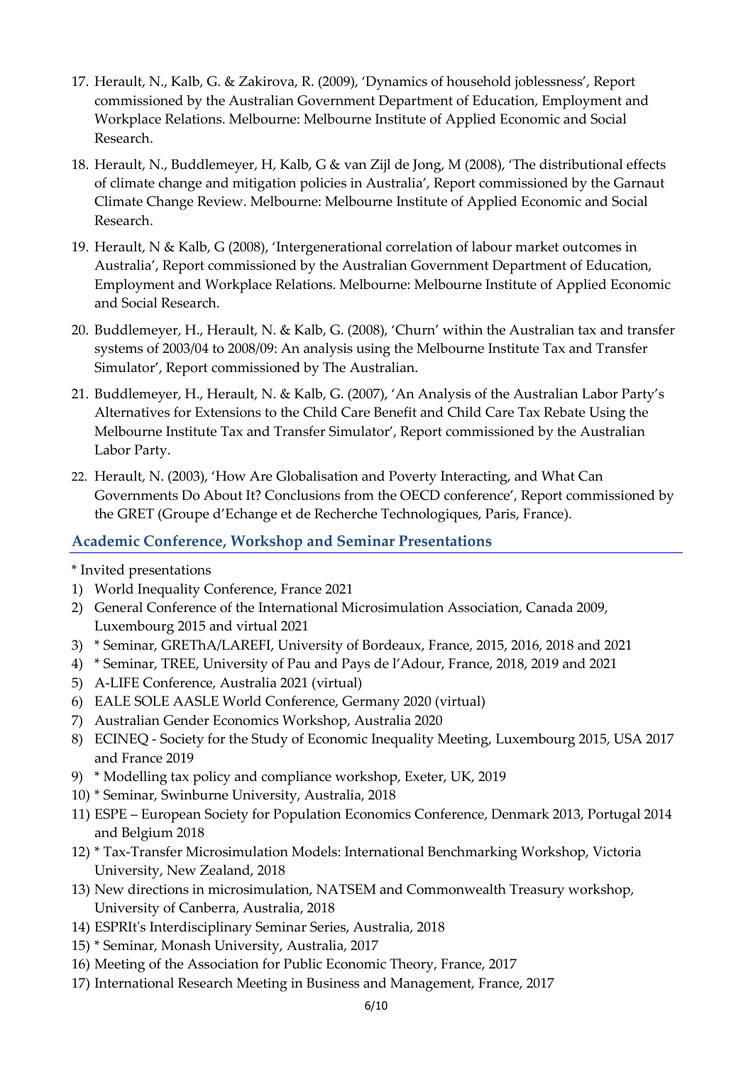17. Herault, N., Kalb, G. & Zakirova, R. (2009), 'Dynamics of household joblessness', Report commissioned by the Australian Government Department of Education, Employment and Workplace Relations. Melbourne: Melbourne Institute of Applied Economic and Social Research.
18. Herault, N., Buddlemeyer, H, Kalb, G & van Zijl de Jong, M (2008), 'The distributional effects of climate change and mitigation policies in Australia', Report commissioned by the Garnaut Climate Change Review. Melbourne: Melbourne Institute of Applied Economic and Social Research.
19. Herault, N & Kalb, G (2008), 'Intergenerational correlation of labour market outcomes in Australia', Report commissioned by the Australian Government Department of Education, Employment and Workplace Relations. Melbourne: Melbourne Institute of Applied Economic and Social Research.
20. Buddlemeyer, H., Herault, N. & Kalb, G. (2008), 'Churn' within the Australian tax and transfer systems of 2003/04 to 2008/09: An analysis using the Melbourne Institute Tax and Transfer Simulator', Report commissioned by The Australian.
21. Buddlemeyer, H., Herault, N. & Kalb, G. (2007), 'An Analysis of the Australian Labor Party's Alternatives for Extensions to the Child Care Benefit and Child Care Tax Rebate Using the Melbourne Institute Tax and Transfer Simulator', Report commissioned by the Australian Labor Party.
22. Herault, N. (2003), 'How Are Globalisation and Poverty Interacting, and What Can Governments Do About It? Conclusions from the OECD conference', Report commissioned by the GRET (Groupe d'Echange et de Recherche Technologiques, Paris, France).

## Academic Conference, Workshop and Seminar Presentations

* Invited presentations

1) World Inequality Conference, France 2021
2) General Conference of the International Microsimulation Association, Canada 2009, Luxembourg 2015 and virtual 2021
3) * Seminar, GREThA/LAREFI, University of Bordeaux, France, 2015, 2016, 2018 and 2021
4) * Seminar, TREE, University of Pau and Pays de l'Adour, France, 2018, 2019 and 2021
5) A-LIFE Conference, Australia 2021 (virtual)
6) EALE SOLE AASLE World Conference, Germany 2020 (virtual)
7) Australian Gender Economics Workshop, Australia 2020
8) ECINEQ - Society for the Study of Economic Inequality Meeting, Luxembourg 2015, USA 2017 and France 2019
9) * Modelling tax policy and compliance workshop, Exeter, UK, 2019
10) * Seminar, Swinburne University, Australia, 2018
11) ESPE – European Society for Population Economics Conference, Denmark 2013, Portugal 2014 and Belgium 2018
12) * Tax-Transfer Microsimulation Models: International Benchmarking Workshop, Victoria University, New Zealand, 2018
13) New directions in microsimulation, NATSEM and Commonwealth Treasury workshop, University of Canberra, Australia, 2018
14) ESPRIt's Interdisciplinary Seminar Series, Australia, 2018
15) * Seminar, Monash University, Australia, 2017
16) Meeting of the Association for Public Economic Theory, France, 2017
17) International Research Meeting in Business and Management, France, 2017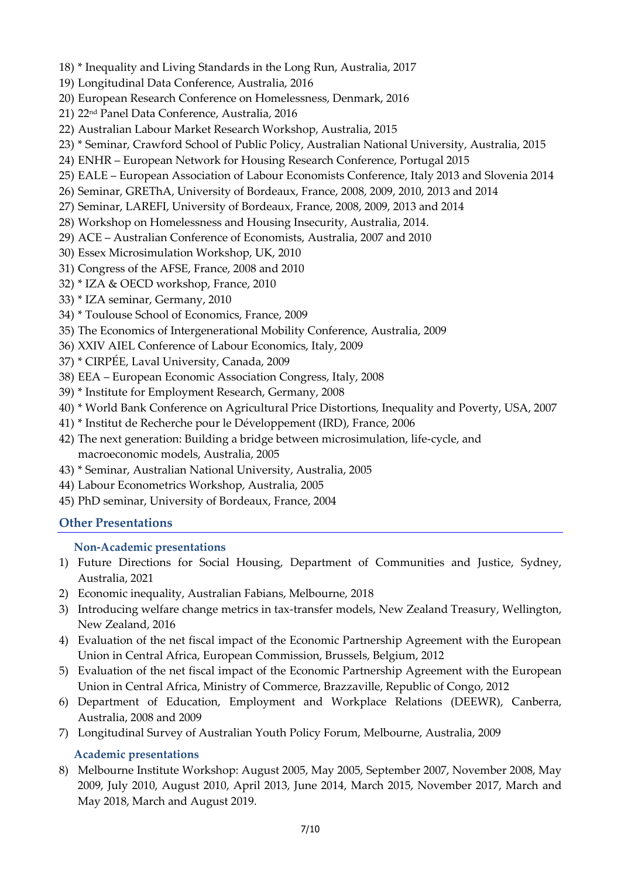18) * Inequality and Living Standards in the Long Run, Australia, 2017
19) Longitudinal Data Conference, Australia, 2016
20) European Research Conference on Homelessness, Denmark, 2016
21) 22nd Panel Data Conference, Australia, 2016
22) Australian Labour Market Research Workshop, Australia, 2015
23) * Seminar, Crawford School of Public Policy, Australian National University, Australia, 2015
24) ENHR – European Network for Housing Research Conference, Portugal 2015
25) EALE – European Association of Labour Economists Conference, Italy 2013 and Slovenia 2014
26) Seminar, GREThA, University of Bordeaux, France, 2008, 2009, 2010, 2013 and 2014
27) Seminar, LAREFI, University of Bordeaux, France, 2008, 2009, 2013 and 2014
28) Workshop on Homelessness and Housing Insecurity, Australia, 2014.
29) ACE – Australian Conference of Economists, Australia, 2007 and 2010
30) Essex Microsimulation Workshop, UK, 2010
31) Congress of the AFSE, France, 2008 and 2010
32) * IZA & OECD workshop, France, 2010
33) * IZA seminar, Germany, 2010
34) * Toulouse School of Economics, France, 2009
35) The Economics of Intergenerational Mobility Conference, Australia, 2009
36) XXIV AIEL Conference of Labour Economics, Italy, 2009
37) * CIRPÉE, Laval University, Canada, 2009
38) EEA – European Economic Association Congress, Italy, 2008
39) * Institute for Employment Research, Germany, 2008
40) * World Bank Conference on Agricultural Price Distortions, Inequality and Poverty, USA, 2007
41) * Institut de Recherche pour le Développement (IRD), France, 2006
42) The next generation: Building a bridge between microsimulation, life-cycle, and macroeconomic models, Australia, 2005
43) * Seminar, Australian National University, Australia, 2005
44) Labour Econometrics Workshop, Australia, 2005
45) PhD seminar, University of Bordeaux, France, 2004

## Other Presentations

### Non-Academic presentations

1) Future Directions for Social Housing, Department of Communities and Justice, Sydney, Australia, 2021
2) Economic inequality, Australian Fabians, Melbourne, 2018
3) Introducing welfare change metrics in tax-transfer models, New Zealand Treasury, Wellington, New Zealand, 2016
4) Evaluation of the net fiscal impact of the Economic Partnership Agreement with the European Union in Central Africa, European Commission, Brussels, Belgium, 2012
5) Evaluation of the net fiscal impact of the Economic Partnership Agreement with the European Union in Central Africa, Ministry of Commerce, Brazzaville, Republic of Congo, 2012
6) Department of Education, Employment and Workplace Relations (DEEWR), Canberra, Australia, 2008 and 2009
7) Longitudinal Survey of Australian Youth Policy Forum, Melbourne, Australia, 2009

### Academic presentations

8) Melbourne Institute Workshop: August 2005, May 2005, September 2007, November 2008, May 2009, July 2010, August 2010, April 2013, June 2014, March 2015, November 2017, March and May 2018, March and August 2019.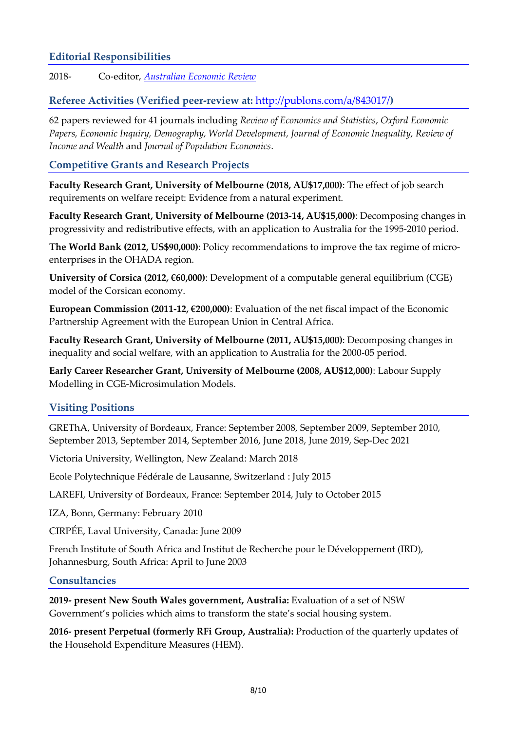## Editorial Responsibilities

2018- Co-editor, *Australian Economic Review*

## Referee Activities (Verified peer-review at: http://publons.com/a/843017/)

62 papers reviewed for 41 journals including *Review of Economics and Statistics*, *Oxford Economic Papers, Economic Inquiry, Demography, World Development, Journal of Economic Inequality, Review of Income and Wealth* and *Journal of Population Economics*.

## Competitive Grants and Research Projects

**Faculty Research Grant, University of Melbourne (2018, AU$17,000)**: The effect of job search requirements on welfare receipt: Evidence from a natural experiment.

**Faculty Research Grant, University of Melbourne (2013-14, AU$15,000)**: Decomposing changes in progressivity and redistributive effects, with an application to Australia for the 1995-2010 period.

**The World Bank (2012, US$90,000)**: Policy recommendations to improve the tax regime of micro-enterprises in the OHADA region.

**University of Corsica (2012, €60,000)**: Development of a computable general equilibrium (CGE) model of the Corsican economy.

**European Commission (2011-12, €200,000)**: Evaluation of the net fiscal impact of the Economic Partnership Agreement with the European Union in Central Africa.

**Faculty Research Grant, University of Melbourne (2011, AU$15,000)**: Decomposing changes in inequality and social welfare, with an application to Australia for the 2000-05 period.

**Early Career Researcher Grant, University of Melbourne (2008, AU$12,000)**: Labour Supply Modelling in CGE-Microsimulation Models.

## Visiting Positions

GREThA, University of Bordeaux, France: September 2008, September 2009, September 2010, September 2013, September 2014, September 2016, June 2018, June 2019, Sep-Dec 2021

Victoria University, Wellington, New Zealand: March 2018

Ecole Polytechnique Fédérale de Lausanne, Switzerland : July 2015

LAREFI, University of Bordeaux, France: September 2014, July to October 2015

IZA, Bonn, Germany: February 2010

CIRPÉE, Laval University, Canada: June 2009

French Institute of South Africa and Institut de Recherche pour le Développement (IRD), Johannesburg, South Africa: April to June 2003

## Consultancies

**2019- present New South Wales government, Australia:** Evaluation of a set of NSW Government's policies which aims to transform the state's social housing system.

**2016- present Perpetual (formerly RFi Group, Australia):** Production of the quarterly updates of the Household Expenditure Measures (HEM).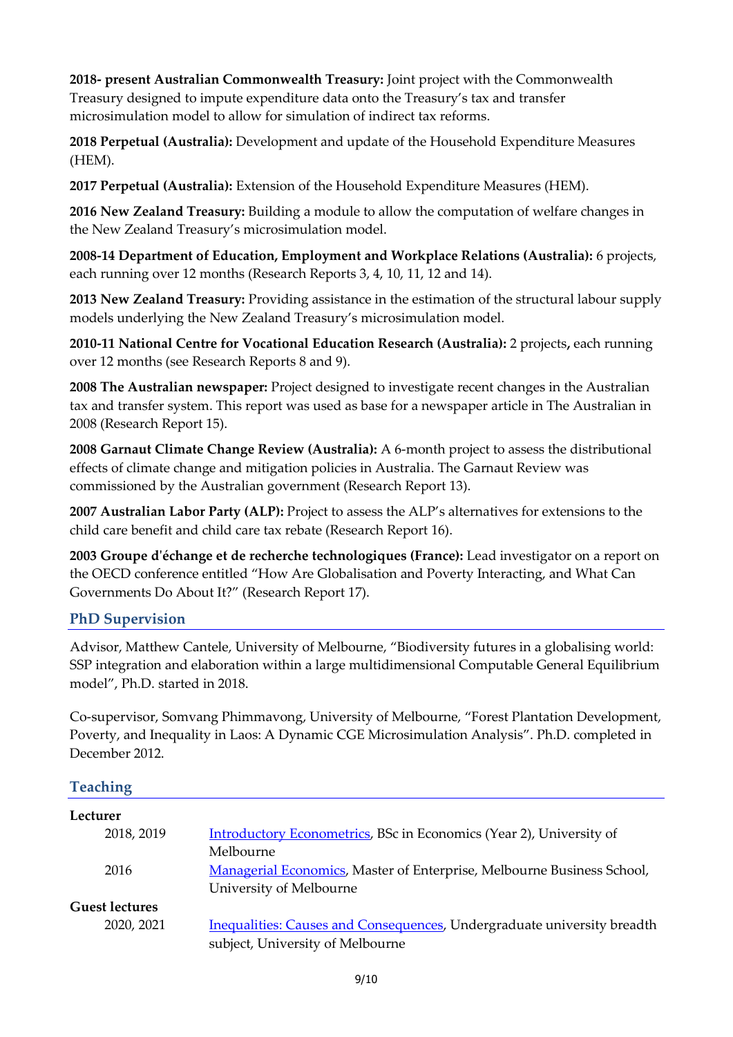**2018- present Australian Commonwealth Treasury:** Joint project with the Commonwealth Treasury designed to impute expenditure data onto the Treasury's tax and transfer microsimulation model to allow for simulation of indirect tax reforms.

**2018 Perpetual (Australia):** Development and update of the Household Expenditure Measures (HEM).

**2017 Perpetual (Australia):** Extension of the Household Expenditure Measures (HEM).

**2016 New Zealand Treasury:** Building a module to allow the computation of welfare changes in the New Zealand Treasury's microsimulation model.

**2008-14 Department of Education, Employment and Workplace Relations (Australia):** 6 projects, each running over 12 months (Research Reports 3, 4, 10, 11, 12 and 14).

**2013 New Zealand Treasury:** Providing assistance in the estimation of the structural labour supply models underlying the New Zealand Treasury's microsimulation model.

**2010-11 National Centre for Vocational Education Research (Australia):** 2 projects**,** each running over 12 months (see Research Reports 8 and 9).

**2008 The Australian newspaper:** Project designed to investigate recent changes in the Australian tax and transfer system. This report was used as base for a newspaper article in The Australian in 2008 (Research Report 15).

**2008 Garnaut Climate Change Review (Australia):** A 6-month project to assess the distributional effects of climate change and mitigation policies in Australia. The Garnaut Review was commissioned by the Australian government (Research Report 13).

**2007 Australian Labor Party (ALP):** Project to assess the ALP's alternatives for extensions to the child care benefit and child care tax rebate (Research Report 16).

**2003 Groupe d'échange et de recherche technologiques (France):** Lead investigator on a report on the OECD conference entitled "How Are Globalisation and Poverty Interacting, and What Can Governments Do About It?" (Research Report 17).

## PhD Supervision

Advisor, Matthew Cantele, University of Melbourne, "Biodiversity futures in a globalising world: SSP integration and elaboration within a large multidimensional Computable General Equilibrium model", Ph.D. started in 2018.

Co-supervisor, Somvang Phimmavong, University of Melbourne, "Forest Plantation Development, Poverty, and Inequality in Laos: A Dynamic CGE Microsimulation Analysis". Ph.D. completed in December 2012.

## Teaching

**Lecturer**

| | |
|---|---|
| 2018, 2019 | Introductory Econometrics, BSc in Economics (Year 2), University of Melbourne |
| 2016 | Managerial Economics, Master of Enterprise, Melbourne Business School, University of Melbourne |

**Guest lectures**

| | |
|---|---|
| 2020, 2021 | Inequalities: Causes and Consequences, Undergraduate university breadth subject, University of Melbourne |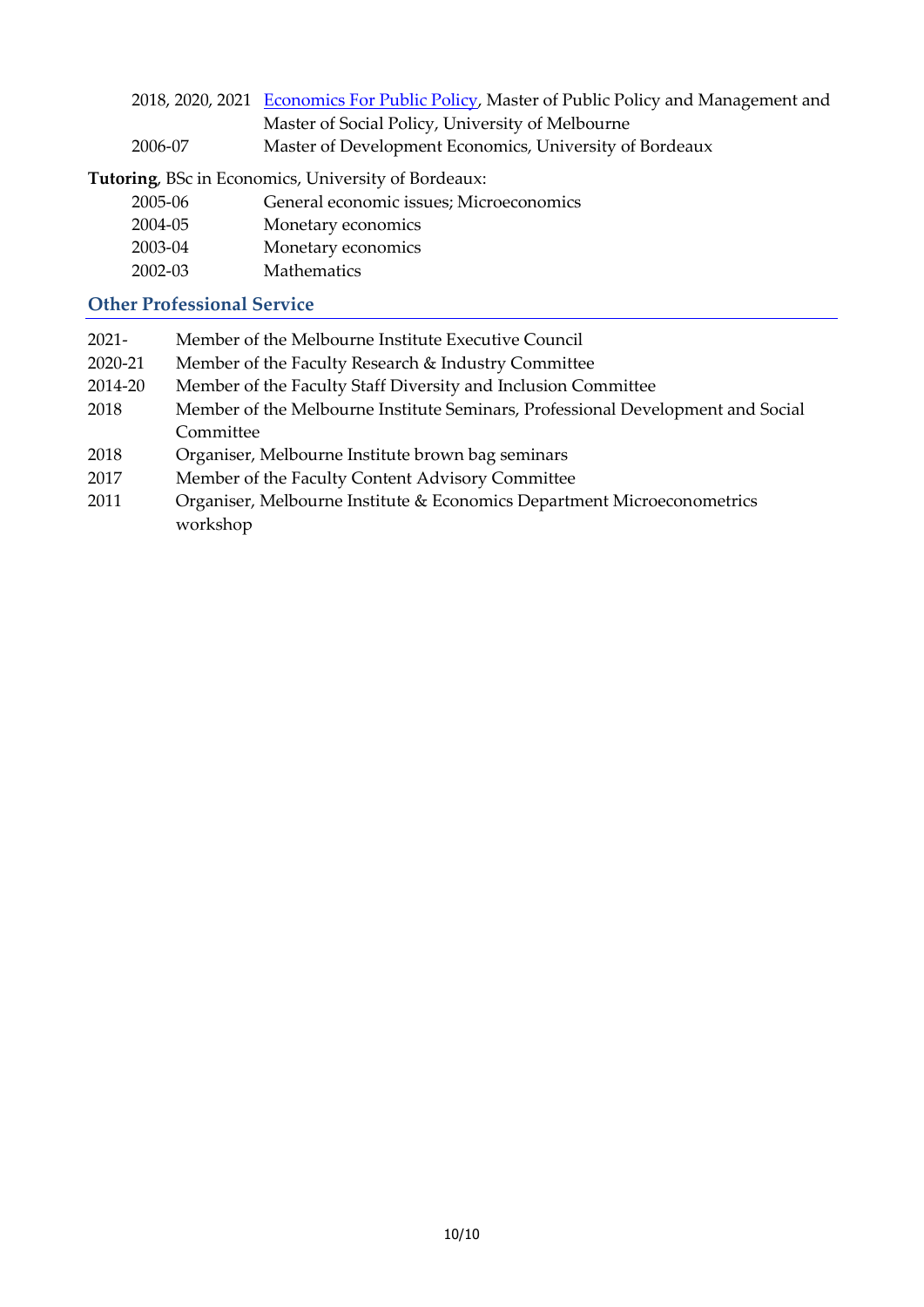| | |
|---|---|
| 2018, 2020, 2021 | [Economics For Public Policy](), Master of Public Policy and Management and Master of Social Policy, University of Melbourne |
| 2006-07 | Master of Development Economics, University of Bordeaux |

**Tutoring**, BSc in Economics, University of Bordeaux:

| | |
|---|---|
| 2005-06 | General economic issues; Microeconomics |
| 2004-05 | Monetary economics |
| 2003-04 | Monetary economics |
| 2002-03 | Mathematics |

## Other Professional Service

| | |
|---|---|
| 2021- | Member of the Melbourne Institute Executive Council |
| 2020-21 | Member of the Faculty Research & Industry Committee |
| 2014-20 | Member of the Faculty Staff Diversity and Inclusion Committee |
| 2018 | Member of the Melbourne Institute Seminars, Professional Development and Social Committee |
| 2018 | Organiser, Melbourne Institute brown bag seminars |
| 2017 | Member of the Faculty Content Advisory Committee |
| 2011 | Organiser, Melbourne Institute & Economics Department Microeconometrics workshop |